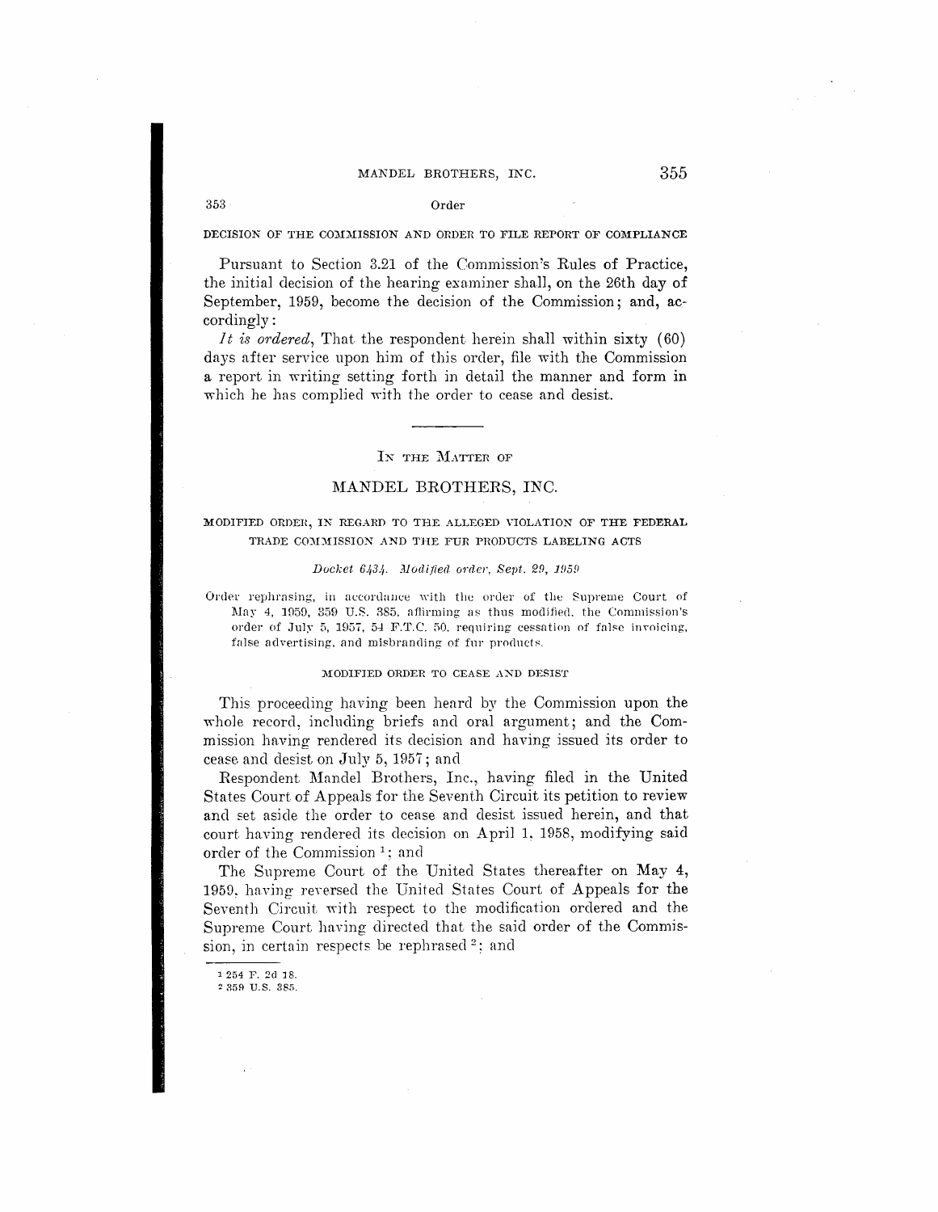DECISION OF THE COMMISSION AND ORDER TO FILE REPORT OF COMPLIANCE

Pursuant to Section 3.21 of the Commission's Rules of Practice, the initial decision of the hearing examiner shall, on the 26th day of September, 1959, become the decision of the Commission; and, accordingly:

*It is ordered*, That the respondent herein shall within sixty (60) days after service upon him of this order, file with the Commission a report in writing setting forth in detail the manner and form in which he has complied with the order to cease and desist.

---

IN THE MATTER OF

## MANDEL BROTHERS, INC.

### MODIFIED ORDER, IN REGARD TO THE ALLEGED VIOLATION OF THE FEDERAL TRADE COMMISSION AND THE FUR PRODUCTS LABELING ACTS

*Docket 6434. Modified order, Sept. 29, 1959*

Order rephrasing, in accordance with the order of the Supreme Court of May 4, 1959, 359 U.S. 385, affirming as thus modified, the Commission's order of July 5, 1957, 54 F.T.C. 50, requiring cessation of false invoicing, false advertising, and misbranding of fur products.

MODIFIED ORDER TO CEASE AND DESIST

This proceeding having been heard by the Commission upon the whole record, including briefs and oral argument; and the Commission having rendered its decision and having issued its order to cease and desist on July 5, 1957; and

Respondent Mandel Brothers, Inc., having filed in the United States Court of Appeals for the Seventh Circuit its petition to review and set aside the order to cease and desist issued herein, and that court having rendered its decision on April 1, 1958, modifying said order of the Commission [1]; and

The Supreme Court of the United States thereafter on May 4, 1959, having reversed the United States Court of Appeals for the Seventh Circuit with respect to the modification ordered and the Supreme Court having directed that the said order of the Commission, in certain respects be rephrased [2]; and

[1] 254 F. 2d 18.
[2] 359 U.S. 385.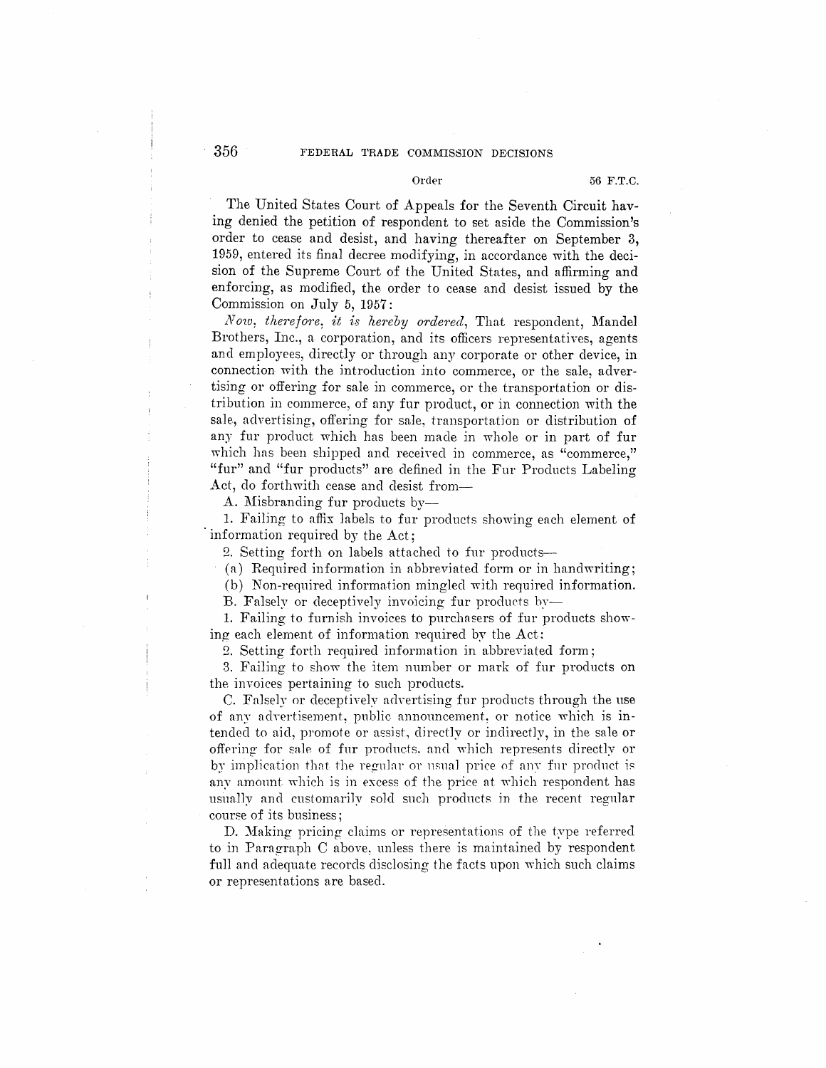The United States Court of Appeals for the Seventh Circuit having denied the petition of respondent to set aside the Commission's order to cease and desist, and having thereafter on September 3, 1959, entered its final decree modifying, in accordance with the decision of the Supreme Court of the United States, and affirming and enforcing, as modified, the order to cease and desist issued by the Commission on July 5, 1957:

*Now, therefore, it is hereby ordered*, That respondent, Mandel Brothers, Inc., a corporation, and its officers representatives, agents and employees, directly or through any corporate or other device, in connection with the introduction into commerce, or the sale, advertising or offering for sale in commerce, or the transportation or distribution in commerce, of any fur product, or in connection with the sale, advertising, offering for sale, transportation or distribution of any fur product which has been made in whole or in part of fur which has been shipped and received in commerce, as "commerce," "fur" and "fur products" are defined in the Fur Products Labeling Act, do forthwith cease and desist from—

A. Misbranding fur products by—

1. Failing to affix labels to fur products showing each element of information required by the Act;

2. Setting forth on labels attached to fur products—

(a) Required information in abbreviated form or in handwriting;

(b) Non-required information mingled with required information.

B. Falsely or deceptively invoicing fur products by—

1. Failing to furnish invoices to purchasers of fur products showing each element of information required by the Act:

2. Setting forth required information in abbreviated form;

3. Failing to show the item number or mark of fur products on the invoices pertaining to such products.

C. Falsely or deceptively advertising fur products through the use of any advertisement, public announcement, or notice which is intended to aid, promote or assist, directly or indirectly, in the sale or offering for sale of fur products, and which represents directly or by implication that the regular or usual price of any fur product is any amount which is in excess of the price at which respondent has usually and customarily sold such products in the recent regular course of its business;

D. Making pricing claims or representations of the type referred to in Paragraph C above, unless there is maintained by respondent full and adequate records disclosing the facts upon which such claims or representations are based.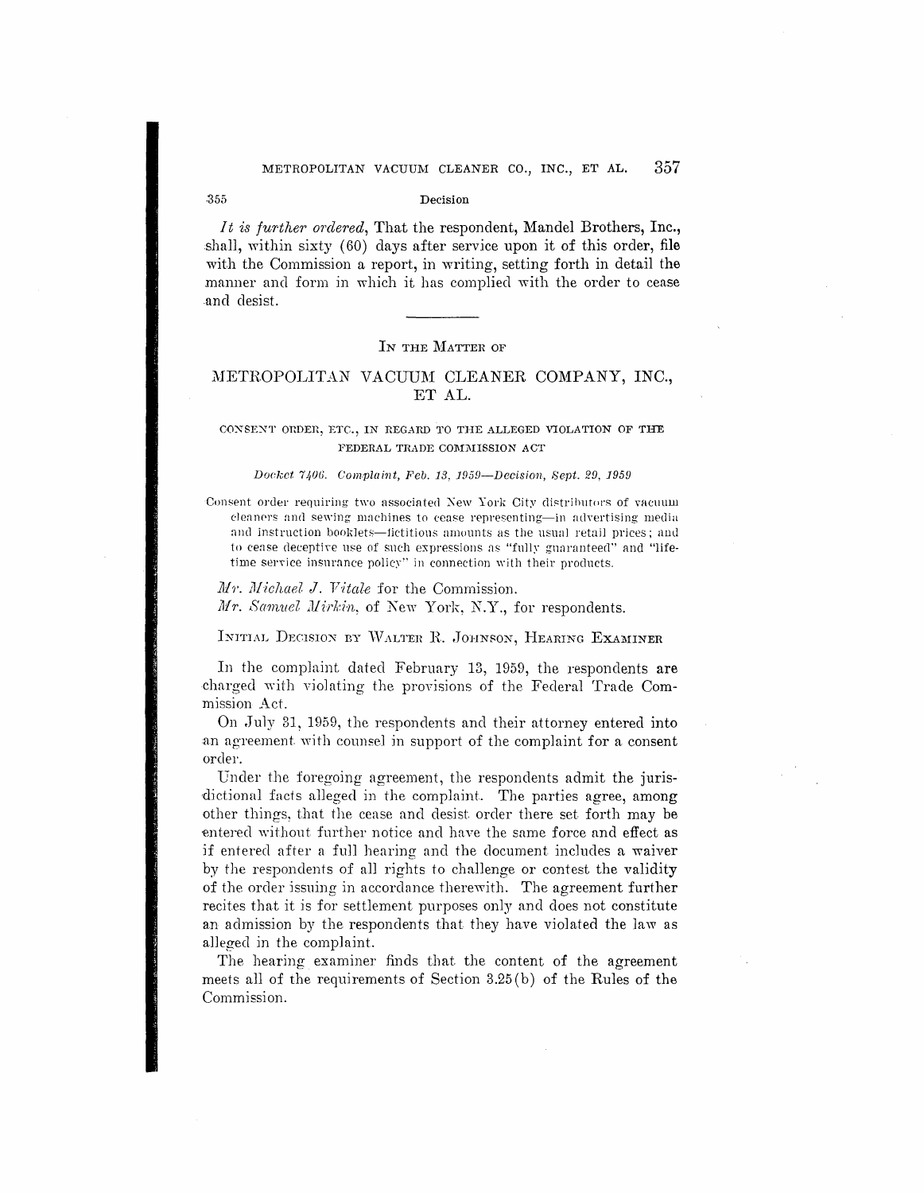*It is further ordered*, That the respondent, Mandel Brothers, Inc., shall, within sixty (60) days after service upon it of this order, file with the Commission a report, in writing, setting forth in detail the manner and form in which it has complied with the order to cease and desist.

---

IN THE MATTER OF

# METROPOLITAN VACUUM CLEANER COMPANY, INC., ET AL.

CONSENT ORDER, ETC., IN REGARD TO THE ALLEGED VIOLATION OF THE FEDERAL TRADE COMMISSION ACT

*Docket 7406. Complaint, Feb. 13, 1959—Decision, Sept. 29, 1959*

Consent order requiring two associated New York City distributors of vacuum cleaners and sewing machines to cease representing—in advertising media and instruction booklets—fictitious amounts as the usual retail prices; and to cease deceptive use of such expressions as "fully guaranteed" and "lifetime service insurance policy" in connection with their products.

*Mr. Michael J. Vitale* for the Commission.
*Mr. Samuel Mirkin*, of New York, N.Y., for respondents.

INITIAL DECISION BY WALTER R. JOHNSON, HEARING EXAMINER

In the complaint dated February 13, 1959, the respondents are charged with violating the provisions of the Federal Trade Commission Act.

On July 31, 1959, the respondents and their attorney entered into an agreement with counsel in support of the complaint for a consent order.

Under the foregoing agreement, the respondents admit the jurisdictional facts alleged in the complaint. The parties agree, among other things, that the cease and desist order there set forth may be entered without further notice and have the same force and effect as if entered after a full hearing and the document includes a waiver by the respondents of all rights to challenge or contest the validity of the order issuing in accordance therewith. The agreement further recites that it is for settlement purposes only and does not constitute an admission by the respondents that they have violated the law as alleged in the complaint.

The hearing examiner finds that the content of the agreement meets all of the requirements of Section 3.25(b) of the Rules of the Commission.